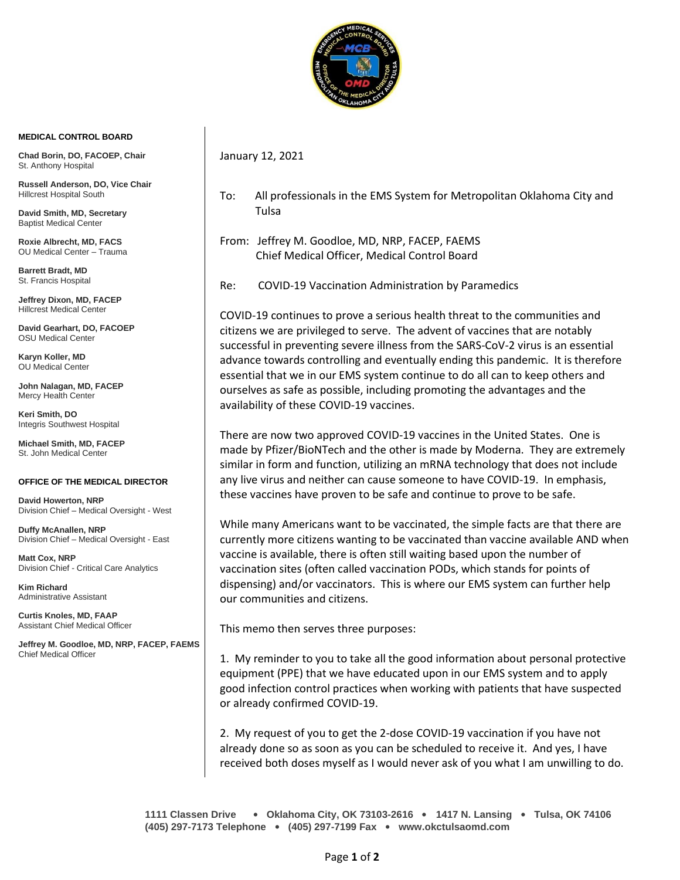**MEDICAL CONTROL BOARD**

**Chad Borin, DO, FACOEP, Chair**
St. Anthony Hospital

**Russell Anderson, DO, Vice Chair**
Hillcrest Hospital South

**David Smith, MD, Secretary**
Baptist Medical Center

**Roxie Albrecht, MD, FACS**
OU Medical Center – Trauma

**Barrett Bradt, MD**
St. Francis Hospital

**Jeffrey Dixon, MD, FACEP**
Hillcrest Medical Center

**David Gearhart, DO, FACOEP**
OSU Medical Center

**Karyn Koller, MD**
OU Medical Center

**John Nalagan, MD, FACEP**
Mercy Health Center

**Keri Smith, DO**
Integris Southwest Hospital

**Michael Smith, MD, FACEP**
St. John Medical Center

**OFFICE OF THE MEDICAL DIRECTOR**

**David Howerton, NRP**
Division Chief – Medical Oversight - West

**Duffy McAnallen, NRP**
Division Chief – Medical Oversight - East

**Matt Cox, NRP**
Division Chief - Critical Care Analytics

**Kim Richard**
Administrative Assistant

**Curtis Knoles, MD, FAAP**
Assistant Chief Medical Officer

**Jeffrey M. Goodloe, MD, NRP, FACEP, FAEMS**
Chief Medical Officer

January 12, 2021

To: All professionals in the EMS System for Metropolitan Oklahoma City and Tulsa

From: Jeffrey M. Goodloe, MD, NRP, FACEP, FAEMS
Chief Medical Officer, Medical Control Board

Re: COVID-19 Vaccination Administration by Paramedics

COVID-19 continues to prove a serious health threat to the communities and citizens we are privileged to serve. The advent of vaccines that are notably successful in preventing severe illness from the SARS-CoV-2 virus is an essential advance towards controlling and eventually ending this pandemic. It is therefore essential that we in our EMS system continue to do all can to keep others and ourselves as safe as possible, including promoting the advantages and the availability of these COVID-19 vaccines.

There are now two approved COVID-19 vaccines in the United States. One is made by Pfizer/BioNTech and the other is made by Moderna. They are extremely similar in form and function, utilizing an mRNA technology that does not include any live virus and neither can cause someone to have COVID-19. In emphasis, these vaccines have proven to be safe and continue to prove to be safe.

While many Americans want to be vaccinated, the simple facts are that there are currently more citizens wanting to be vaccinated than vaccine available AND when vaccine is available, there is often still waiting based upon the number of vaccination sites (often called vaccination PODs, which stands for points of dispensing) and/or vaccinators. This is where our EMS system can further help our communities and citizens.

This memo then serves three purposes:

1. My reminder to you to take all the good information about personal protective equipment (PPE) that we have educated upon in our EMS system and to apply good infection control practices when working with patients that have suspected or already confirmed COVID-19.

2. My request of you to get the 2-dose COVID-19 vaccination if you have not already done so as soon as you can be scheduled to receive it. And yes, I have received both doses myself as I would never ask of you what I am unwilling to do.

1111 Classen Drive • Oklahoma City, OK 73103-2616 • 1417 N. Lansing • Tulsa, OK 74106
(405) 297-7173 Telephone • (405) 297-7199 Fax • www.okctulsaomd.com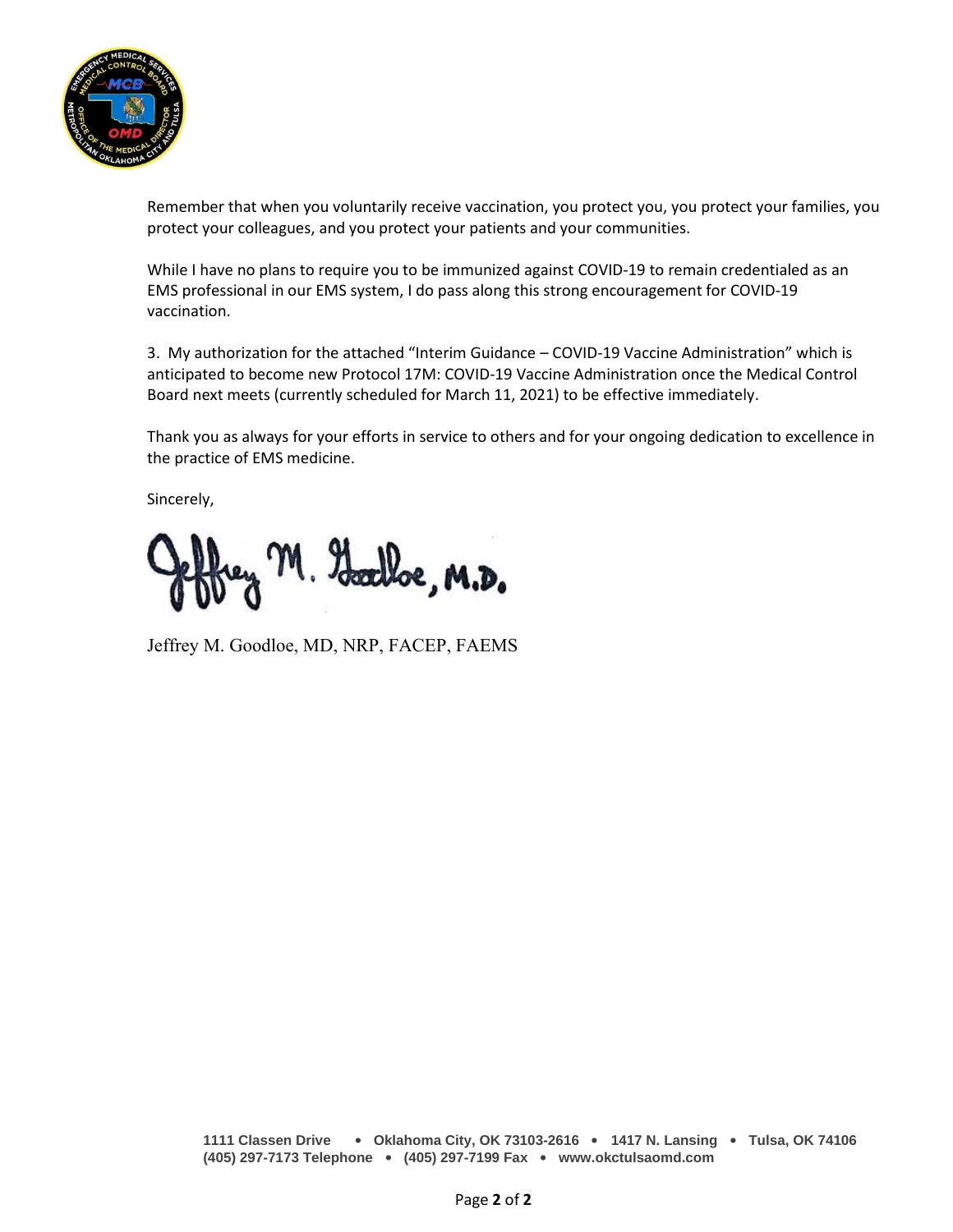Remember that when you voluntarily receive vaccination, you protect you, you protect your families, you protect your colleagues, and you protect your patients and your communities.

While I have no plans to require you to be immunized against COVID-19 to remain credentialed as an EMS professional in our EMS system, I do pass along this strong encouragement for COVID-19 vaccination.

3. My authorization for the attached "Interim Guidance – COVID-19 Vaccine Administration" which is anticipated to become new Protocol 17M: COVID-19 Vaccine Administration once the Medical Control Board next meets (currently scheduled for March 11, 2021) to be effective immediately.

Thank you as always for your efforts in service to others and for your ongoing dedication to excellence in the practice of EMS medicine.

Sincerely,

Jeffrey M. Goodloe, M.D.

Jeffrey M. Goodloe, MD, NRP, FACEP, FAEMS

**1111 Classen Drive • Oklahoma City, OK 73103-2616 • 1417 N. Lansing • Tulsa, OK 74106**
**(405) 297-7173 Telephone • (405) 297-7199 Fax • www.okctulsaomd.com**